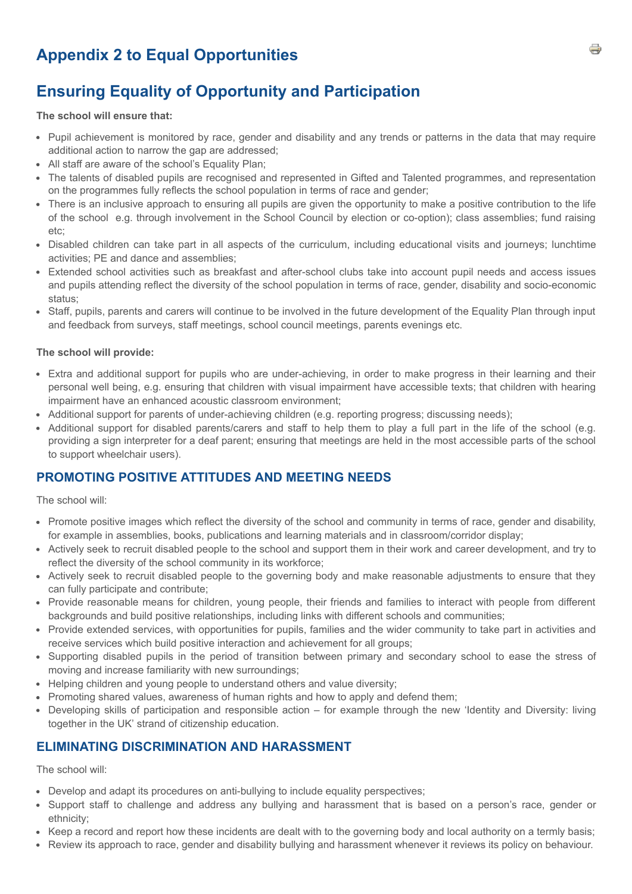# Appendix 2 to Equal Opportunities

## Ensuring Equality of Opportunity and Participation

**The school will ensure that:**

- Pupil achievement is monitored by race, gender and disability and any trends or patterns in the data that may require additional action to narrow the gap are addressed;
- All staff are aware of the school's Equality Plan;
- The talents of disabled pupils are recognised and represented in Gifted and Talented programmes, and representation on the programmes fully reflects the school population in terms of race and gender;
- There is an inclusive approach to ensuring all pupils are given the opportunity to make a positive contribution to the life of the school  e.g. through involvement in the School Council by election or co-option); class assemblies; fund raising etc;
- Disabled children can take part in all aspects of the curriculum, including educational visits and journeys; lunchtime activities; PE and dance and assemblies;
- Extended school activities such as breakfast and after-school clubs take into account pupil needs and access issues and pupils attending reflect the diversity of the school population in terms of race, gender, disability and socio-economic status;
- Staff, pupils, parents and carers will continue to be involved in the future development of the Equality Plan through input and feedback from surveys, staff meetings, school council meetings, parents evenings etc.

**The school will provide:**

- Extra and additional support for pupils who are under-achieving, in order to make progress in their learning and their personal well being, e.g. ensuring that children with visual impairment have accessible texts; that children with hearing impairment have an enhanced acoustic classroom environment;
- Additional support for parents of under-achieving children (e.g. reporting progress; discussing needs);
- Additional support for disabled parents/carers and staff to help them to play a full part in the life of the school (e.g. providing a sign interpreter for a deaf parent; ensuring that meetings are held in the most accessible parts of the school to support wheelchair users).

### PROMOTING POSITIVE ATTITUDES AND MEETING NEEDS

The school will:

- Promote positive images which reflect the diversity of the school and community in terms of race, gender and disability, for example in assemblies, books, publications and learning materials and in classroom/corridor display;
- Actively seek to recruit disabled people to the school and support them in their work and career development, and try to reflect the diversity of the school community in its workforce;
- Actively seek to recruit disabled people to the governing body and make reasonable adjustments to ensure that they can fully participate and contribute;
- Provide reasonable means for children, young people, their friends and families to interact with people from different backgrounds and build positive relationships, including links with different schools and communities;
- Provide extended services, with opportunities for pupils, families and the wider community to take part in activities and receive services which build positive interaction and achievement for all groups;
- Supporting disabled pupils in the period of transition between primary and secondary school to ease the stress of moving and increase familiarity with new surroundings;
- Helping children and young people to understand others and value diversity;
- Promoting shared values, awareness of human rights and how to apply and defend them;
- Developing skills of participation and responsible action – for example through the new 'Identity and Diversity: living together in the UK' strand of citizenship education.

### ELIMINATING DISCRIMINATION AND HARASSMENT

The school will:

- Develop and adapt its procedures on anti-bullying to include equality perspectives;
- Support staff to challenge and address any bullying and harassment that is based on a person's race, gender or ethnicity;
- Keep a record and report how these incidents are dealt with to the governing body and local authority on a termly basis;
- Review its approach to race, gender and disability bullying and harassment whenever it reviews its policy on behaviour.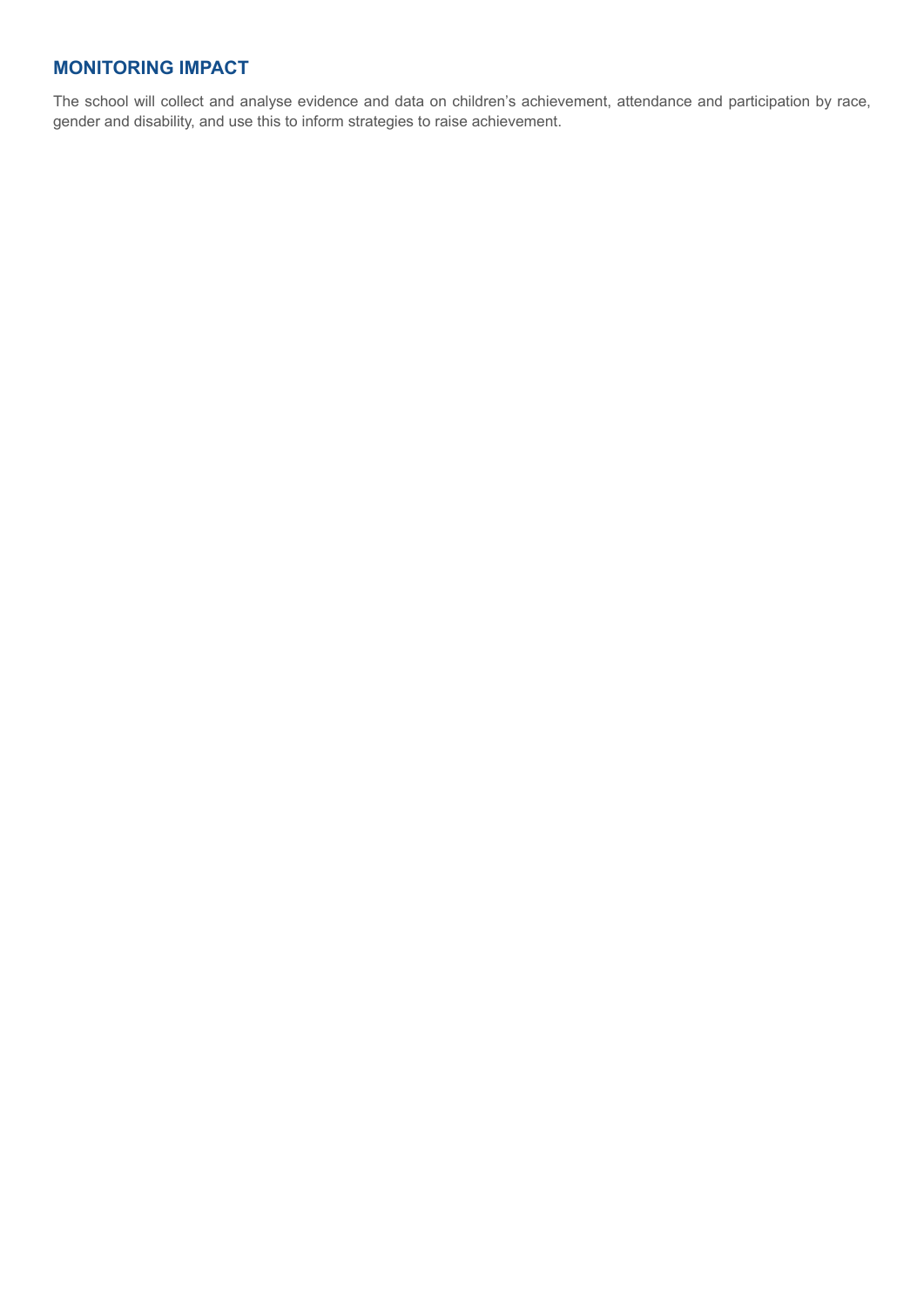## MONITORING IMPACT

The school will collect and analyse evidence and data on children's achievement, attendance and participation by race, gender and disability, and use this to inform strategies to raise achievement.